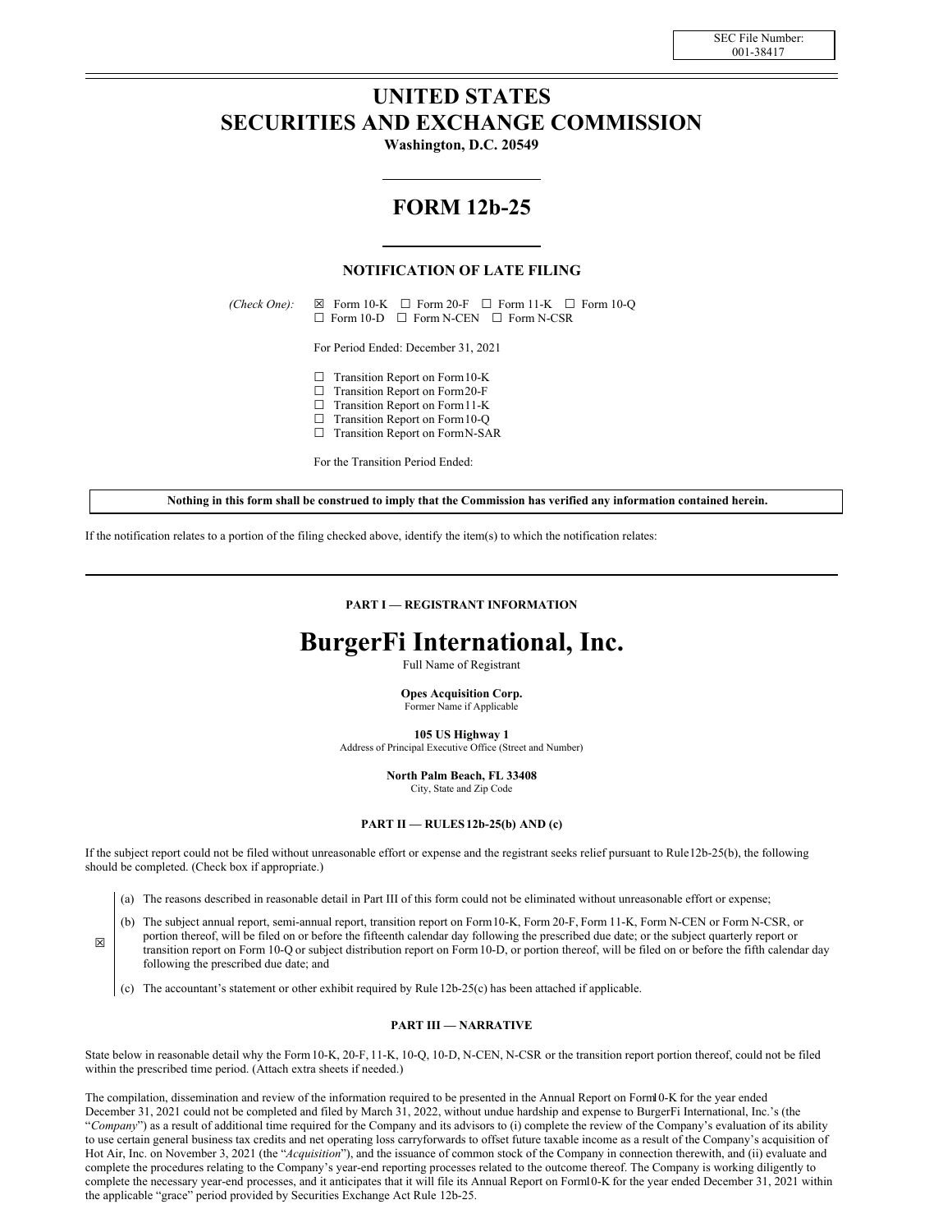SEC File Number: 001-38417

# UNITED STATES
# SECURITIES AND EXCHANGE COMMISSION

**Washington, D.C. 20549**

# FORM 12b-25

### NOTIFICATION OF LATE FILING

*(Check One):* ☒ Form 10-K ☐ Form 20-F ☐ Form 11-K ☐ Form 10-Q ☐ Form 10-D ☐ Form N-CEN ☐ Form N-CSR

For Period Ended: December 31, 2021

☐ Transition Report on Form 10-K
☐ Transition Report on Form 20-F
☐ Transition Report on Form 11-K
☐ Transition Report on Form 10-Q
☐ Transition Report on Form N-SAR

For the Transition Period Ended:

**Nothing in this form shall be construed to imply that the Commission has verified any information contained herein.**

If the notification relates to a portion of the filing checked above, identify the item(s) to which the notification relates:

### PART I — REGISTRANT INFORMATION

# BurgerFi International, Inc.

Full Name of Registrant

**Opes Acquisition Corp.**
Former Name if Applicable

**105 US Highway 1**
Address of Principal Executive Office (Street and Number)

**North Palm Beach, FL 33408**
City, State and Zip Code

### PART II — RULES 12b-25(b) AND (c)

If the subject report could not be filed without unreasonable effort or expense and the registrant seeks relief pursuant to Rule 12b-25(b), the following should be completed. (Check box if appropriate.)

☒

(a) The reasons described in reasonable detail in Part III of this form could not be eliminated without unreasonable effort or expense;

(b) The subject annual report, semi-annual report, transition report on Form 10-K, Form 20-F, Form 11-K, Form N-CEN or Form N-CSR, or portion thereof, will be filed on or before the fifteenth calendar day following the prescribed due date; or the subject quarterly report or transition report on Form 10-Q or subject distribution report on Form 10-D, or portion thereof, will be filed on or before the fifth calendar day following the prescribed due date; and

(c) The accountant's statement or other exhibit required by Rule 12b-25(c) has been attached if applicable.

### PART III — NARRATIVE

State below in reasonable detail why the Form 10-K, 20-F, 11-K, 10-Q, 10-D, N-CEN, N-CSR or the transition report portion thereof, could not be filed within the prescribed time period. (Attach extra sheets if needed.)

The compilation, dissemination and review of the information required to be presented in the Annual Report on Form 10-K for the year ended December 31, 2021 could not be completed and filed by March 31, 2022, without undue hardship and expense to BurgerFi International, Inc.'s (the "*Company*") as a result of additional time required for the Company and its advisors to (i) complete the review of the Company's evaluation of its ability to use certain general business tax credits and net operating loss carryforwards to offset future taxable income as a result of the Company's acquisition of Hot Air, Inc. on November 3, 2021 (the "*Acquisition*"), and the issuance of common stock of the Company in connection therewith, and (ii) evaluate and complete the procedures relating to the Company's year-end reporting processes related to the outcome thereof. The Company is working diligently to complete the necessary year-end processes, and it anticipates that it will file its Annual Report on Form 10-K for the year ended December 31, 2021 within the applicable "grace" period provided by Securities Exchange Act Rule 12b-25.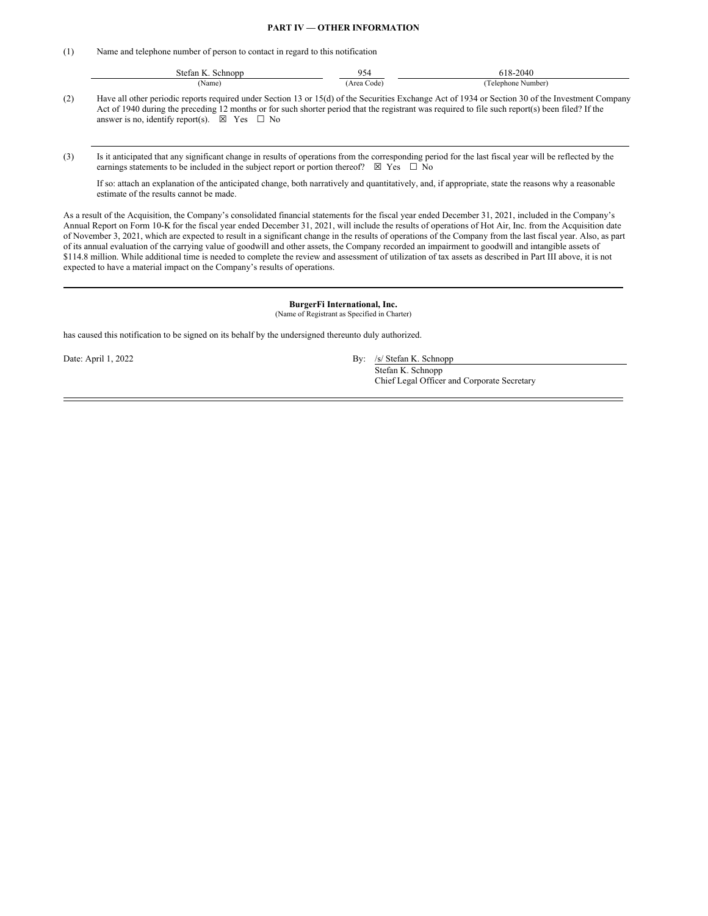**PART IV — OTHER INFORMATION**

(1) Name and telephone number of person to contact in regard to this notification

| Stefan K. Schnopp | 954 | 618-2040 |
|---|---|---|
| (Name) | (Area Code) | (Telephone Number) |

(2) Have all other periodic reports required under Section 13 or 15(d) of the Securities Exchange Act of 1934 or Section 30 of the Investment Company Act of 1940 during the preceding 12 months or for such shorter period that the registrant was required to file such report(s) been filed? If the answer is no, identify report(s). ☒ Yes ☐ No

(3) Is it anticipated that any significant change in results of operations from the corresponding period for the last fiscal year will be reflected by the earnings statements to be included in the subject report or portion thereof? ☒ Yes ☐ No

If so: attach an explanation of the anticipated change, both narratively and quantitatively, and, if appropriate, state the reasons why a reasonable estimate of the results cannot be made.

As a result of the Acquisition, the Company's consolidated financial statements for the fiscal year ended December 31, 2021, included in the Company's Annual Report on Form 10-K for the fiscal year ended December 31, 2021, will include the results of operations of Hot Air, Inc. from the Acquisition date of November 3, 2021, which are expected to result in a significant change in the results of operations of the Company from the last fiscal year. Also, as part of its annual evaluation of the carrying value of goodwill and other assets, the Company recorded an impairment to goodwill and intangible assets of $114.8 million. While additional time is needed to complete the review and assessment of utilization of tax assets as described in Part III above, it is not expected to have a material impact on the Company's results of operations.

**BurgerFi International, Inc.**
(Name of Registrant as Specified in Charter)

has caused this notification to be signed on its behalf by the undersigned thereunto duly authorized.

Date: April 1, 2022

By: /s/ Stefan K. Schnopp
Stefan K. Schnopp
Chief Legal Officer and Corporate Secretary